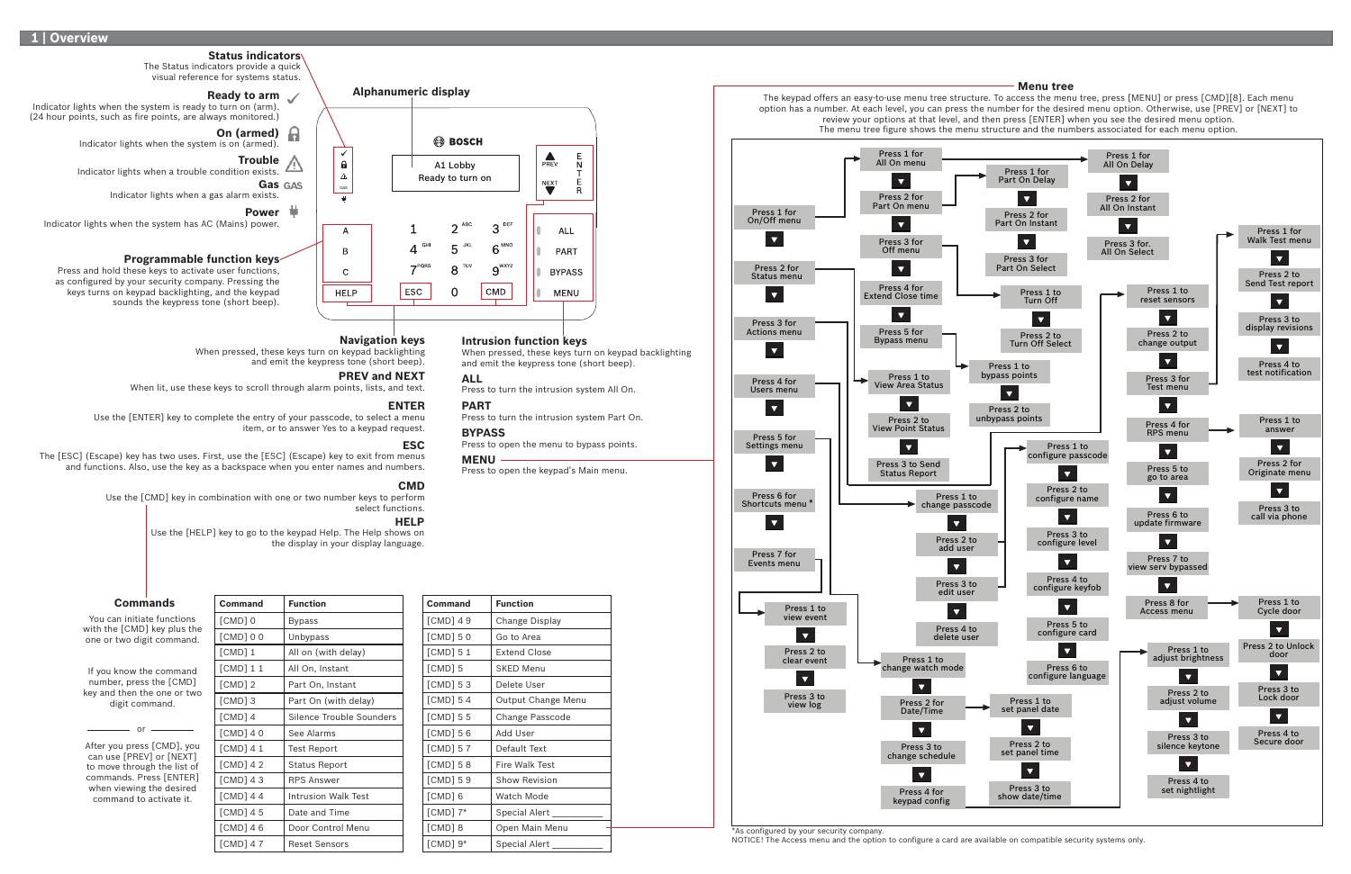## 1 | Overview

### Status indicators

The Status indicators provide a quick visual reference for systems status.

**Ready to arm**
Indicator lights when the system is ready to turn on (arm). (24 hour points, such as fire points, are always monitored.)

**On (armed)**
Indicator lights when the system is on (armed).

**Trouble**
Indicator lights when a trouble condition exists.

**Gas**
Indicator lights when a gas alarm exists.

**Power**
Indicator lights when the system has AC (Mains) power.

### Programmable function keys

Press and hold these keys to activate user functions, as configured by your security company. Pressing the keys turns on keypad backlighting, and the keypad sounds the keypress tone (short beep).

### Alphanumeric display

BOSCH

A1 Lobby
Ready to turn on

### Navigation keys

When pressed, these keys turn on keypad backlighting and emit the keypress tone (short beep).

**PREV and NEXT**
When lit, use these keys to scroll through alarm points, lists, and text.

**ENTER**
Use the [ENTER] key to complete the entry of your passcode, to select a menu item, or to answer Yes to a keypad request.

**ESC**
The [ESC] (Escape) key has two uses. First, use the [ESC] (Escape) key to exit from menus and functions. Also, use the key as a backspace when you enter names and numbers.

**CMD**
Use the [CMD] key in combination with one or two number keys to perform select functions.

**HELP**
Use the [HELP] key to go to the keypad Help. The Help shows on the display in your display language.

### Intrusion function keys

When pressed, these keys turn on keypad backlighting and emit the keypress tone (short beep).

**ALL**
Press to turn the intrusion system All On.

**PART**
Press to turn the intrusion system Part On.

**BYPASS**
Press to open the menu to bypass points.

**MENU**
Press to open the keypad's Main menu.

### Commands

You can initiate functions with the [CMD] key plus the one or two digit command.

If you know the command number, press the [CMD] key and then the one or two digit command.

or

After you press [CMD], you can use [PREV] or [NEXT] to move through the list of commands. Press [ENTER] when viewing the desired command to activate it.

| Command | Function |
|---|---|
| [CMD] 0 | Bypass |
| [CMD] 0 0 | Unbypass |
| [CMD] 1 | All on (with delay) |
| [CMD] 1 1 | All On, Instant |
| [CMD] 2 | Part On, Instant |
| [CMD] 3 | Part On (with delay) |
| [CMD] 4 | Silence Trouble Sounders |
| [CMD] 4 0 | See Alarms |
| [CMD] 4 1 | Test Report |
| [CMD] 4 2 | Status Report |
| [CMD] 4 3 | RPS Answer |
| [CMD] 4 4 | Intrusion Walk Test |
| [CMD] 4 5 | Date and Time |
| [CMD] 4 6 | Door Control Menu |
| [CMD] 4 7 | Reset Sensors |

| Command | Function |
|---|---|
| [CMD] 4 9 | Change Display |
| [CMD] 5 0 | Go to Area |
| [CMD] 5 1 | Extend Close |
| [CMD] 5 | SKED Menu |
| [CMD] 5 3 | Delete User |
| [CMD] 5 4 | Output Change Menu |
| [CMD] 5 5 | Change Passcode |
| [CMD] 5 6 | Add User |
| [CMD] 5 7 | Default Text |
| [CMD] 5 8 | Fire Walk Test |
| [CMD] 5 9 | Show Revision |
| [CMD] 6 | Watch Mode |
| [CMD] 7* | Special Alert ___________ |
| [CMD] 8 | Open Main Menu |
| [CMD] 9* | Special Alert ___________ |

### Menu tree

The keypad offers an easy-to-use menu tree structure. To access the menu tree, press [MENU] or press [CMD][8]. Each menu option has a number. At each level, you can press the number for the desired menu option. Otherwise, use [PREV] or [NEXT] to review your options at that level, and then press [ENTER] when you see the desired menu option.
The menu tree figure shows the menu structure and the numbers associated for each menu option.

- Press 1 for On/Off menu
  - Press 1 for All On menu
    - Press 1 for All On Delay
    - Press 2 for All On Instant
    - Press 3 for All On Select
  - Press 2 for Part On menu
    - Press 1 for Part On Delay
    - Press 2 for Part On Instant
    - Press 3 for Part On Select
  - Press 3 for Off menu
    - Press 1 to Turn Off
    - Press 2 to Turn Off Select
  - Press 4 for Extend Close time
  - Press 5 for Bypass menu
    - Press 1 to bypass points
    - Press 2 to unbypass points
- Press 2 for Status menu
  - Press 1 to View Area Status
  - Press 2 to View Point Status
  - Press 3 to Send Status Report
- Press 3 for Actions menu
  - Press 1 to reset sensors
  - Press 2 to change output
  - Press 3 for Test menu
    - Press 1 for Walk Test menu
    - Press 2 to Send Test report
    - Press 3 to display revisions
    - Press 4 to test notification
  - Press 4 for RPS menu
    - Press 1 to answer
    - Press 2 for Originate menu
    - Press 3 to call via phone
  - Press 5 to go to area
  - Press 6 to update firmware
  - Press 7 to view serv bypassed
  - Press 8 for Access menu
    - Press 1 to Cycle door
    - Press 2 to Unlock door
    - Press 3 to Lock door
    - Press 4 to Secure door
- Press 4 for Users menu
  - Press 1 to change passcode
  - Press 2 to add user
  - Press 3 to edit user
    - Press 1 to configure passcode
    - Press 2 to configure name
    - Press 3 to configure level
    - Press 4 to configure keyfob
    - Press 5 to configure card
    - Press 6 to configure language
  - Press 4 to delete user
- Press 5 for Settings menu
  - Press 1 to change watch mode
  - Press 2 for Date/Time
    - Press 1 to set panel date
    - Press 2 to set panel time
    - Press 3 to show date/time
  - Press 3 to change schedule
  - Press 4 for keypad config
    - Press 1 to adjust brightness
    - Press 2 to adjust volume
    - Press 3 to silence keytone
    - Press 4 to set nightlight
- Press 6 for Shortcuts menu *
- Press 7 for Events menu
  - Press 1 to view event
  - Press 2 to clear event
  - Press 3 to view log

*As configured by your security company.
NOTICE! The Access menu and the option to configure a card are available on compatible security systems only.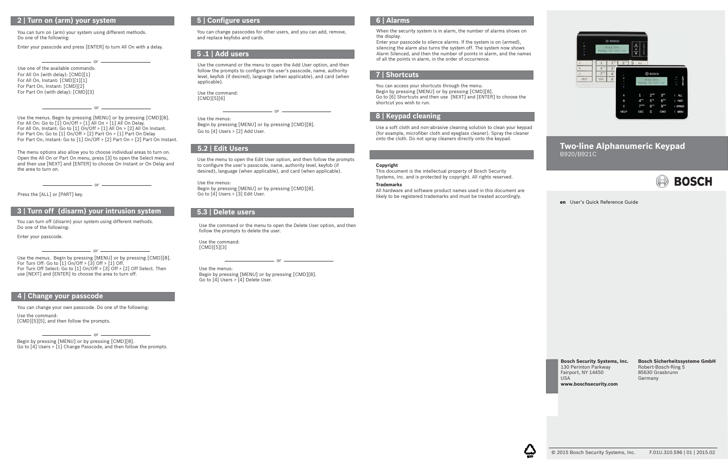## 2 | Turn on (arm) your system

You can turn on (arm) your system using different methods.
Do one of the following:

Enter your passcode and press [ENTER] to turn All On with a delay.

or

Use one of the available commands:
For All On (with delay): [CMD][1]
For All On, Instant: [CMD][1][1]
For Part On, Instant: [CMD][2]
For Part On (with delay): [CMD][3]

or

Use the menus. Begin by pressing [MENU] or by pressing [CMD][8].
For All On: Go to [1] On/Off > [1] All On > [1] All On Delay.
For All On, Instant: Go to [1] On/Off > [1] All On > [2] All On Instant.
For Part On: Go to [1] On/Off > [2] Part On > [1] Part On Delay
For Part On, Instant: Go to [1] On/Off > [2] Part On > [2] Part On Instant.

The menu options also allow you to choose individual areas to turn on. Open the All On or Part On menu, press [3] to open the Select menu, and then use [NEXT] and [ENTER] to choose On Instant or On Delay and the area to turn on.

or

Press the [ALL] or [PART] key.

## 3 | Turn off (disarm) your intrusion system

You can turn off (disarm) your system using different methods.
Do one of the following:

Enter your passcode.

or

Use the menus. Begin by pressing [MENU] or by pressing [CMD][8].
For Turn Off: Go to [1] On/Off > [3] Off > [1] Off.
For Turn Off Select: Go to [1] On/Off > [3] Off > [2] Off Select. Then use [NEXT] and [ENTER] to choose the area to turn off.

## 4 | Change your passcode

You can change your own passcode. Do one of the following:

Use the command:
[CMD][5][5], and then follow the prompts.

or

Begin by pressing [MENU] or by pressing [CMD][8].
Go to [4] Users > [1] Change Passcode, and then follow the prompts.

## 5 | Configure users

You can change passcodes for other users, and you can add, remove, and replace keyfobs and cards.

## 5 .1 | Add users

Use the command or the menu to open the Add User option, and then follow the prompts to configure the user's passcode, name, authority level, keyfob (if desired), language (when applicable), and card (when applicable).

Use the command:
[CMD][5][6]

or

Use the menus:
Begin by pressing [MENU] or by pressing [CMD][8].
Go to [4] Users > [2] Add User.

## 5.2 | Edit Users

Use the menu to open the Edit User option, and then follow the prompts to configure the user's passcode, name, authority level, keyfob (if desired), language (when applicable), and card (when applicable).

Use the menus:
Begin by pressing [MENU] or by pressing [CMD][8].
Go to [4] Users > [3] Edit User.

## 5.3 | Delete users

Use the command or the menu to open the Delete User option, and then follow the prompts to delete the user.

Use the command:
[CMD][5][3]

or

Use the menus:
Begin by pressing [MENU] or by pressing [CMD][8].
Go to [4] Users > [4] Delete User.

## 6 | Alarms

When the security system is in alarm, the number of alarms shows on the display.
Enter your passcode to silence alarms. If the system is on (armed), silencing the alarm also turns the system off. The system now shows Alarm Silenced, and then the number of points in alarm, and the names of all the points in alarm, in the order of occurrence.

## 7 | Shortcuts

You can access your shortcuts through the menu:
Begin by pressing [MENU] or by pressing [CMD][8].
Go to [6] Shortcuts and then use [NEXT] and [ENTER] to choose the shortcut you wish to run.

## 8 | Keypad cleaning

Use a soft cloth and non-abrasive cleaning solution to clean your keypad (for example, microfiber cloth and eyeglass cleaner). Spray the cleaner onto the cloth. Do not spray cleaners directly onto the keypad.

**Copyright**
This document is the intellectual property of Bosch Security Systems, Inc. and is protected by copyright. All rights reserved.

**Trademarks**
All hardware and software product names used in this document are likely to be registered trademarks and must be treated accordingly.

# Two-line Alphanumeric Keypad

B920/B921C

BOSCH

**en** User's Quick Reference Guide

**Bosch Security Systems, Inc.**
130 Perinton Parkway
Fairport, NY 14450
USA
**www.boschsecurity.com**

**Bosch Sicherheitssysteme GmbH**
Robert-Bosch-Ring 5
85630 Grasbrunn
Germany

© 2015 Bosch Security Systems, Inc. F.01U.310.596 | 01 | 2015.02